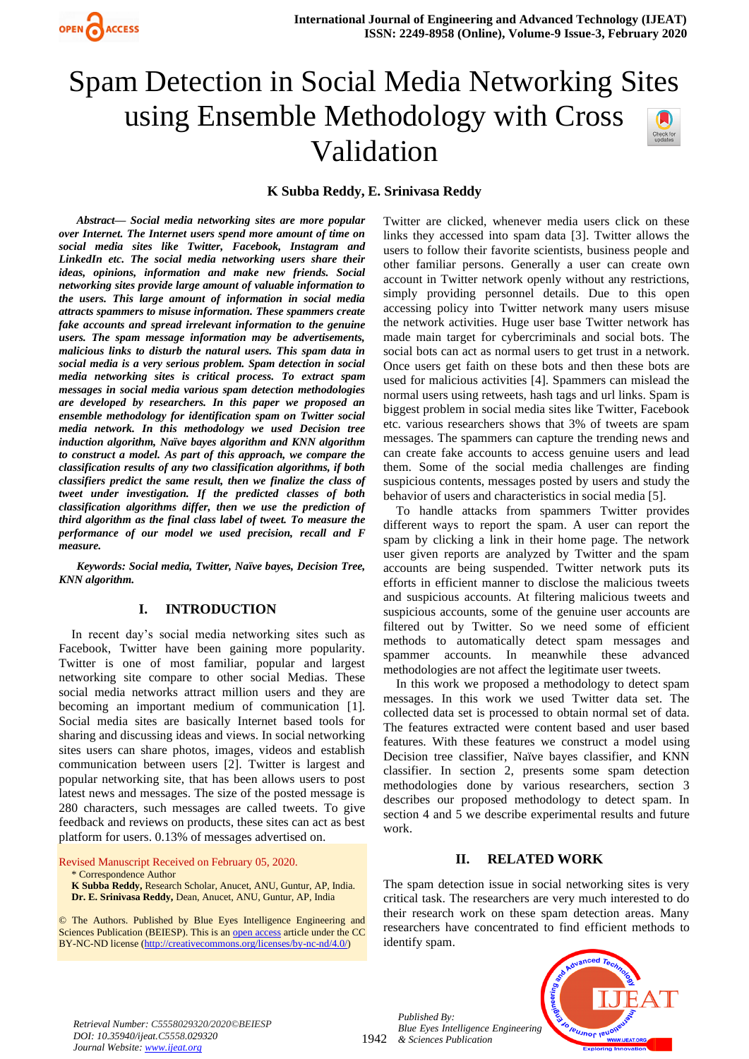# Spam Detection in Social Media Networking Sites using Ensemble Methodology with Cross Validation

**K Subba Reddy, E. Srinivasa Reddy**

***Abstract— Social media networking sites are more popular over Internet. The Internet users spend more amount of time on social media sites like Twitter, Facebook, Instagram and LinkedIn etc. The social media networking users share their ideas, opinions, information and make new friends. Social networking sites provide large amount of valuable information to the users. This large amount of information in social media attracts spammers to misuse information. These spammers create fake accounts and spread irrelevant information to the genuine users. The spam message information may be advertisements, malicious links to disturb the natural users. This spam data in social media is a very serious problem. Spam detection in social media networking sites is critical process. To extract spam messages in social media various spam detection methodologies are developed by researchers. In this paper we proposed an ensemble methodology for identification spam on Twitter social media network. In this methodology we used Decision tree induction algorithm, Naïve bayes algorithm and KNN algorithm to construct a model. As part of this approach, we compare the classification results of any two classification algorithms, if both classifiers predict the same result, then we finalize the class of tweet under investigation. If the predicted classes of both classification algorithms differ, then we use the prediction of third algorithm as the final class label of tweet. To measure the performance of our model we used precision, recall and F measure.***

***Keywords: Social media, Twitter, Naïve bayes, Decision Tree, KNN algorithm.***

## I. INTRODUCTION

In recent day's social media networking sites such as Facebook, Twitter have been gaining more popularity. Twitter is one of most familiar, popular and largest networking site compare to other social Medias. These social media networks attract million users and they are becoming an important medium of communication [1]. Social media sites are basically Internet based tools for sharing and discussing ideas and views. In social networking sites users can share photos, images, videos and establish communication between users [2]. Twitter is largest and popular networking site, that has been allows users to post latest news and messages. The size of the posted message is 280 characters, such messages are called tweets. To give feedback and reviews on products, these sites can act as best platform for users. 0.13% of messages advertised on. Twitter are clicked, whenever media users click on these links they accessed into spam data [3]. Twitter allows the users to follow their favorite scientists, business people and other familiar persons. Generally a user can create own account in Twitter network openly without any restrictions, simply providing personnel details. Due to this open accessing policy into Twitter network many users misuse the network activities. Huge user base Twitter network has made main target for cybercriminals and social bots. The social bots can act as normal users to get trust in a network. Once users get faith on these bots and then these bots are used for malicious activities [4]. Spammers can mislead the normal users using retweets, hash tags and url links. Spam is biggest problem in social media sites like Twitter, Facebook etc. various researchers shows that 3% of tweets are spam messages. The spammers can capture the trending news and can create fake accounts to access genuine users and lead them. Some of the social media challenges are finding suspicious contents, messages posted by users and study the behavior of users and characteristics in social media [5].

To handle attacks from spammers Twitter provides different ways to report the spam. A user can report the spam by clicking a link in their home page. The network user given reports are analyzed by Twitter and the spam accounts are being suspended. Twitter network puts its efforts in efficient manner to disclose the malicious tweets and suspicious accounts. At filtering malicious tweets and suspicious accounts, some of the genuine user accounts are filtered out by Twitter. So we need some of efficient methods to automatically detect spam messages and spammer accounts. In meanwhile these advanced methodologies are not affect the legitimate user tweets.

In this work we proposed a methodology to detect spam messages. In this work we used Twitter data set. The collected data set is processed to obtain normal set of data. The features extracted were content based and user based features. With these features we construct a model using Decision tree classifier, Naïve bayes classifier, and KNN classifier. In section 2, presents some spam detection methodologies done by various researchers, section 3 describes our proposed methodology to detect spam. In section 4 and 5 we describe experimental results and future work.

## II. RELATED WORK

The spam detection issue in social networking sites is very critical task. The researchers are very much interested to do their research work on these spam detection areas. Many researchers have concentrated to find efficient methods to identify spam.

Revised Manuscript Received on February 05, 2020.

\* Correspondence Author

**K Subba Reddy,** Research Scholar, Anucet, ANU, Guntur, AP, India.

**Dr. E. Srinivasa Reddy,** Dean, Anucet, ANU, Guntur, AP, India

© The Authors. Published by Blue Eyes Intelligence Engineering and Sciences Publication (BEIESP). This is an open access article under the CC BY-NC-ND license (http://creativecommons.org/licenses/by-nc-nd/4.0/)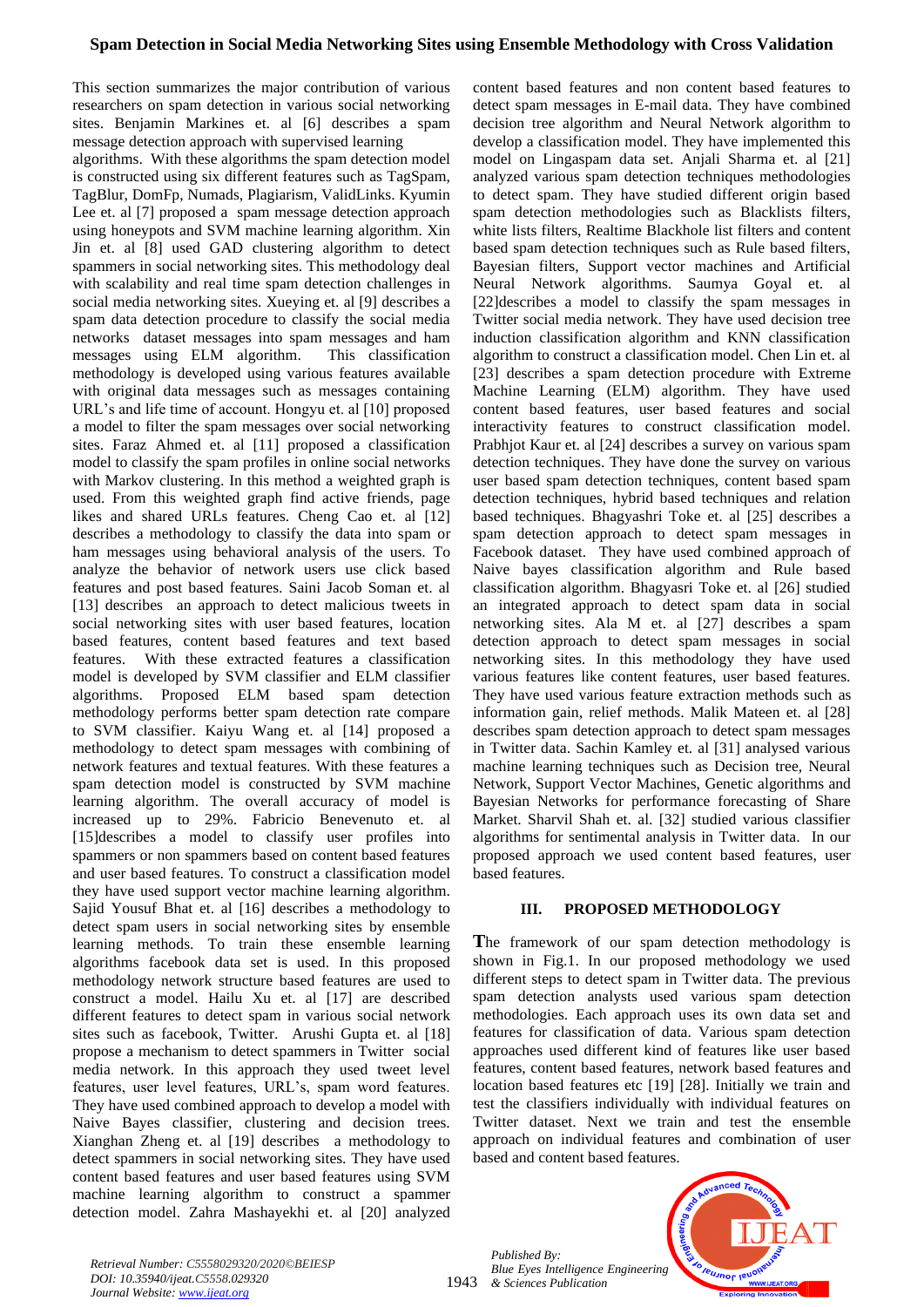This section summarizes the major contribution of various researchers on spam detection in various social networking sites. Benjamin Markines et. al [6] describes a spam message detection approach with supervised learning algorithms. With these algorithms the spam detection model is constructed using six different features such as TagSpam, TagBlur, DomFp, Numads, Plagiarism, ValidLinks. Kyumin Lee et. al [7] proposed a spam message detection approach using honeypots and SVM machine learning algorithm. Xin Jin et. al [8] used GAD clustering algorithm to detect spammers in social networking sites. This methodology deal with scalability and real time spam detection challenges in social media networking sites. Xueying et. al [9] describes a spam data detection procedure to classify the social media networks dataset messages into spam messages and ham messages using ELM algorithm. This classification methodology is developed using various features available with original data messages such as messages containing URL's and life time of account. Hongyu et. al [10] proposed a model to filter the spam messages over social networking sites. Faraz Ahmed et. al [11] proposed a classification model to classify the spam profiles in online social networks with Markov clustering. In this method a weighted graph is used. From this weighted graph find active friends, page likes and shared URLs features. Cheng Cao et. al [12] describes a methodology to classify the data into spam or ham messages using behavioral analysis of the users. To analyze the behavior of network users use click based features and post based features. Saini Jacob Soman et. al [13] describes an approach to detect malicious tweets in social networking sites with user based features, location based features, content based features and text based features. With these extracted features a classification model is developed by SVM classifier and ELM classifier algorithms. Proposed ELM based spam detection methodology performs better spam detection rate compare to SVM classifier. Kaiyu Wang et. al [14] proposed a methodology to detect spam messages with combining of network features and textual features. With these features a spam detection model is constructed by SVM machine learning algorithm. The overall accuracy of model is increased up to 29%. Fabricio Benevenuto et. al [15]describes a model to classify user profiles into spammers or non spammers based on content based features and user based features. To construct a classification model they have used support vector machine learning algorithm. Sajid Yousuf Bhat et. al [16] describes a methodology to detect spam users in social networking sites by ensemble learning methods. To train these ensemble learning algorithms facebook data set is used. In this proposed methodology network structure based features are used to construct a model. Hailu Xu et. al [17] are described different features to detect spam in various social network sites such as facebook, Twitter. Arushi Gupta et. al [18] propose a mechanism to detect spammers in Twitter social media network. In this approach they used tweet level features, user level features, URL's, spam word features. They have used combined approach to develop a model with Naive Bayes classifier, clustering and decision trees. Xianghan Zheng et. al [19] describes a methodology to detect spammers in social networking sites. They have used content based features and user based features using SVM machine learning algorithm to construct a spammer detection model. Zahra Mashayekhi et. al [20] analyzed content based features and non content based features to detect spam messages in E-mail data. They have combined decision tree algorithm and Neural Network algorithm to develop a classification model. They have implemented this model on Lingaspam data set. Anjali Sharma et. al [21] analyzed various spam detection techniques methodologies to detect spam. They have studied different origin based spam detection methodologies such as Blacklists filters, white lists filters, Realtime Blackhole list filters and content based spam detection techniques such as Rule based filters, Bayesian filters, Support vector machines and Artificial Neural Network algorithms. Saumya Goyal et. al [22]describes a model to classify the spam messages in Twitter social media network. They have used decision tree induction classification algorithm and KNN classification algorithm to construct a classification model. Chen Lin et. al [23] describes a spam detection procedure with Extreme Machine Learning (ELM) algorithm. They have used content based features, user based features and social interactivity features to construct classification model. Prabhjot Kaur et. al [24] describes a survey on various spam detection techniques. They have done the survey on various user based spam detection techniques, content based spam detection techniques, hybrid based techniques and relation based techniques. Bhagyashri Toke et. al [25] describes a spam detection approach to detect spam messages in Facebook dataset. They have used combined approach of Naive bayes classification algorithm and Rule based classification algorithm. Bhagyasri Toke et. al [26] studied an integrated approach to detect spam data in social networking sites. Ala M et. al [27] describes a spam detection approach to detect spam messages in social networking sites. In this methodology they have used various features like content features, user based features. They have used various feature extraction methods such as information gain, relief methods. Malik Mateen et. al [28] describes spam detection approach to detect spam messages in Twitter data. Sachin Kamley et. al [31] analysed various machine learning techniques such as Decision tree, Neural Network, Support Vector Machines, Genetic algorithms and Bayesian Networks for performance forecasting of Share Market. Sharvil Shah et. al. [32] studied various classifier algorithms for sentimental analysis in Twitter data. In our proposed approach we used content based features, user based features.

## III. PROPOSED METHODOLOGY

The framework of our spam detection methodology is shown in Fig.1. In our proposed methodology we used different steps to detect spam in Twitter data. The previous spam detection analysts used various spam detection methodologies. Each approach uses its own data set and features for classification of data. Various spam detection approaches used different kind of features like user based features, content based features, network based features and location based features etc [19] [28]. Initially we train and test the classifiers individually with individual features on Twitter dataset. Next we train and test the ensemble approach on individual features and combination of user based and content based features.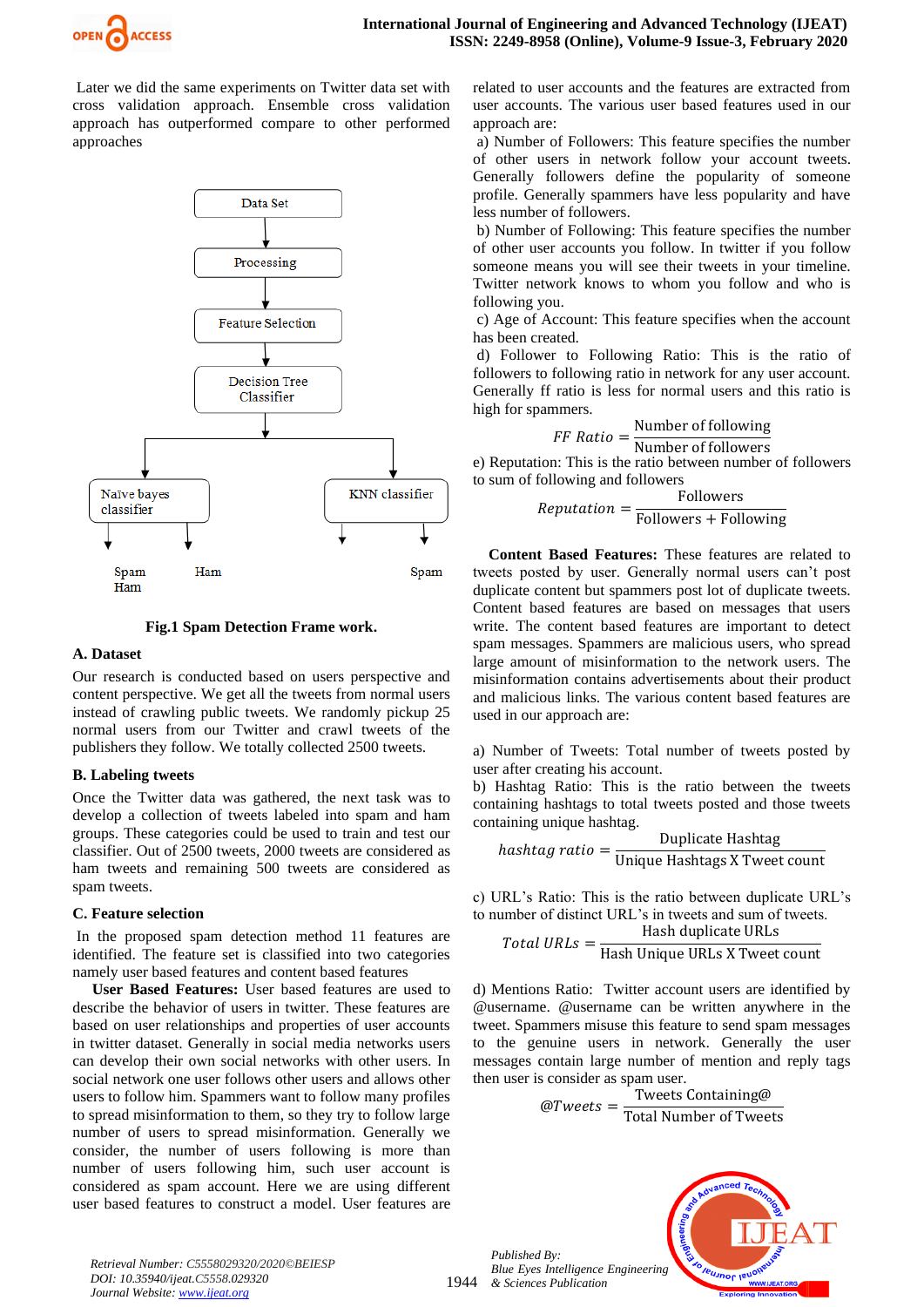Later we did the same experiments on Twitter data set with cross validation approach. Ensemble cross validation approach has outperformed compare to other performed approaches

Data Set

Processing

Feature Selection

Decision Tree Classifier

Naïve bayes classifier

KNN classifier

Spam Ham

Ham

Spam

**Fig.1 Spam Detection Frame work.**

### A. Dataset

Our research is conducted based on users perspective and content perspective. We get all the tweets from normal users instead of crawling public tweets. We randomly pickup 25 normal users from our Twitter and crawl tweets of the publishers they follow. We totally collected 2500 tweets.

### B. Labeling tweets

Once the Twitter data was gathered, the next task was to develop a collection of tweets labeled into spam and ham groups. These categories could be used to train and test our classifier. Out of 2500 tweets, 2000 tweets are considered as ham tweets and remaining 500 tweets are considered as spam tweets.

### C. Feature selection

In the proposed spam detection method 11 features are identified. The feature set is classified into two categories namely user based features and content based features

**User Based Features:** User based features are used to describe the behavior of users in twitter. These features are based on user relationships and properties of user accounts in twitter dataset. Generally in social media networks users can develop their own social networks with other users. In social network one user follows other users and allows other users to follow him. Spammers want to follow many profiles to spread misinformation to them, so they try to follow large number of users to spread misinformation. Generally we consider, the number of users following is more than number of users following him, such user account is considered as spam account. Here we are using different user based features to construct a model. User features are related to user accounts and the features are extracted from user accounts. The various user based features used in our approach are:

a) Number of Followers: This feature specifies the number of other users in network follow your account tweets. Generally followers define the popularity of someone profile. Generally spammers have less popularity and have less number of followers.

b) Number of Following: This feature specifies the number of other user accounts you follow. In twitter if you follow someone means you will see their tweets in your timeline. Twitter network knows to whom you follow and who is following you.

c) Age of Account: This feature specifies when the account has been created.

d) Follower to Following Ratio: This is the ratio of followers to following ratio in network for any user account. Generally ff ratio is less for normal users and this ratio is high for spammers.

$$FF\ Ratio = \frac{\text{Number of following}}{\text{Number of followers}}$$

e) Reputation: This is the ratio between number of followers to sum of following and followers

$$Reputation = \frac{\text{Followers}}{\text{Followers + Following}}$$

**Content Based Features:** These features are related to tweets posted by user. Generally normal users can't post duplicate content but spammers post lot of duplicate tweets. Content based features are based on messages that users write. The content based features are important to detect spam messages. Spammers are malicious users, who spread large amount of misinformation to the network users. The misinformation contains advertisements about their product and malicious links. The various content based features are used in our approach are:

a) Number of Tweets: Total number of tweets posted by user after creating his account.

b) Hashtag Ratio: This is the ratio between the tweets containing hashtags to total tweets posted and those tweets containing unique hashtag.

$$hashtag\ ratio = \frac{\text{Duplicate Hashtag}}{\text{Unique Hashtags X Tweet count}}$$

c) URL's Ratio: This is the ratio between duplicate URL's to number of distinct URL's in tweets and sum of tweets.

$$Total\ URLs = \frac{\text{Hash duplicate URLs}}{\text{Hash Unique URLs X Tweet count}}$$

d) Mentions Ratio: Twitter account users are identified by @username. @username can be written anywhere in the tweet. Spammers misuse this feature to send spam messages to the genuine users in network. Generally the user messages contain large number of mention and reply tags then user is consider as spam user.

$$@Tweets = \frac{\text{Tweets Containing@}}{\text{Total Number of Tweets}}$$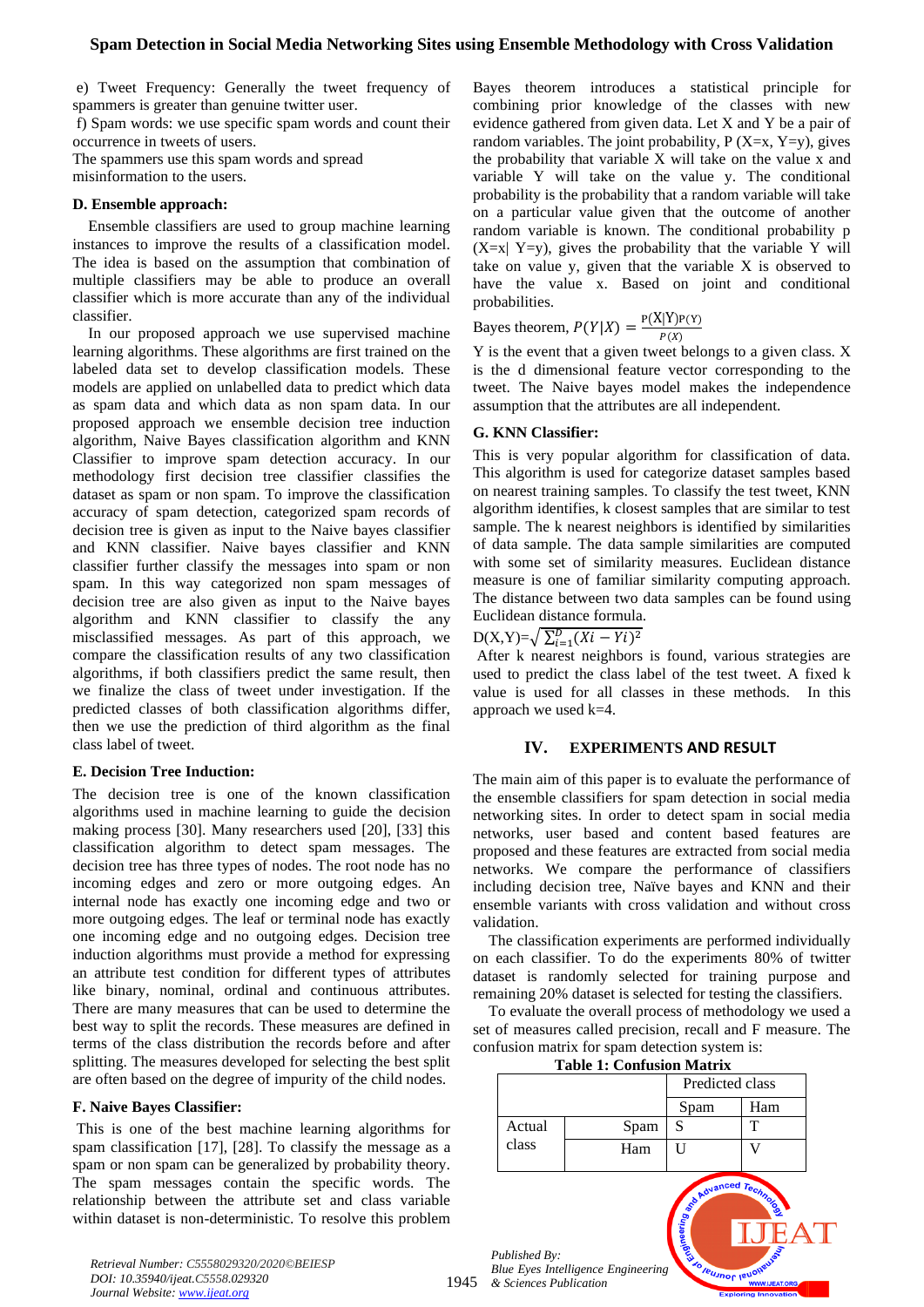e) Tweet Frequency: Generally the tweet frequency of spammers is greater than genuine twitter user.

f) Spam words: we use specific spam words and count their occurrence in tweets of users.

The spammers use this spam words and spread misinformation to the users.

### D. Ensemble approach:

Ensemble classifiers are used to group machine learning instances to improve the results of a classification model. The idea is based on the assumption that combination of multiple classifiers may be able to produce an overall classifier which is more accurate than any of the individual classifier.

In our proposed approach we use supervised machine learning algorithms. These algorithms are first trained on the labeled data set to develop classification models. These models are applied on unlabelled data to predict which data as spam data and which data as non spam data. In our proposed approach we ensemble decision tree induction algorithm, Naive Bayes classification algorithm and KNN Classifier to improve spam detection accuracy. In our methodology first decision tree classifier classifies the dataset as spam or non spam. To improve the classification accuracy of spam detection, categorized spam records of decision tree is given as input to the Naive bayes classifier and KNN classifier. Naive bayes classifier and KNN classifier further classify the messages into spam or non spam. In this way categorized non spam messages of decision tree are also given as input to the Naive bayes algorithm and KNN classifier to classify the any misclassified messages. As part of this approach, we compare the classification results of any two classification algorithms, if both classifiers predict the same result, then we finalize the class of tweet under investigation. If the predicted classes of both classification algorithms differ, then we use the prediction of third algorithm as the final class label of tweet.

### E. Decision Tree Induction:

The decision tree is one of the known classification algorithms used in machine learning to guide the decision making process [30]. Many researchers used [20], [33] this classification algorithm to detect spam messages. The decision tree has three types of nodes. The root node has no incoming edges and zero or more outgoing edges. An internal node has exactly one incoming edge and two or more outgoing edges. The leaf or terminal node has exactly one incoming edge and no outgoing edges. Decision tree induction algorithms must provide a method for expressing an attribute test condition for different types of attributes like binary, nominal, ordinal and continuous attributes. There are many measures that can be used to determine the best way to split the records. These measures are defined in terms of the class distribution the records before and after splitting. The measures developed for selecting the best split are often based on the degree of impurity of the child nodes.

### F. Naive Bayes Classifier:

This is one of the best machine learning algorithms for spam classification [17], [28]. To classify the message as a spam or non spam can be generalized by probability theory. The spam messages contain the specific words. The relationship between the attribute set and class variable within dataset is non-deterministic. To resolve this problem Bayes theorem introduces a statistical principle for combining prior knowledge of the classes with new evidence gathered from given data. Let X and Y be a pair of random variables. The joint probability, P (X=x, Y=y), gives the probability that variable X will take on the value x and variable Y will take on the value y. The conditional probability is the probability that a random variable will take on a particular value given that the outcome of another random variable is known. The conditional probability p (X=x| Y=y), gives the probability that the variable Y will take on value y, given that the variable X is observed to have the value x. Based on joint and conditional probabilities.

Bayes theorem, $P(Y|X) = \frac{P(X|Y)P(Y)}{P(X)}$

Y is the event that a given tweet belongs to a given class. X is the d dimensional feature vector corresponding to the tweet. The Naive bayes model makes the independence assumption that the attributes are all independent.

### G. KNN Classifier:

This is very popular algorithm for classification of data. This algorithm is used for categorize dataset samples based on nearest training samples. To classify the test tweet, KNN algorithm identifies, k closest samples that are similar to test sample. The k nearest neighbors is identified by similarities of data sample. The data sample similarities are computed with some set of similarity measures. Euclidean distance measure is one of familiar similarity computing approach. The distance between two data samples can be found using Euclidean distance formula.

$D(X,Y)=\sqrt{\sum_{i=1}^{D}(Xi - Yi)^2}$

After k nearest neighbors is found, various strategies are used to predict the class label of the test tweet. A fixed k value is used for all classes in these methods. In this approach we used k=4.

## IV. EXPERIMENTS AND RESULT

The main aim of this paper is to evaluate the performance of the ensemble classifiers for spam detection in social media networking sites. In order to detect spam in social media networks, user based and content based features are proposed and these features are extracted from social media networks. We compare the performance of classifiers including decision tree, Naïve bayes and KNN and their ensemble variants with cross validation and without cross validation.

The classification experiments are performed individually on each classifier. To do the experiments 80% of twitter dataset is randomly selected for training purpose and remaining 20% dataset is selected for testing the classifiers.

To evaluate the overall process of methodology we used a set of measures called precision, recall and F measure. The confusion matrix for spam detection system is:

**Table 1: Confusion Matrix**

| | | Predicted class | |
|---|---|---|---|
| | | Spam | Ham |
| Actual class | Spam | S | T |
| | Ham | U | V |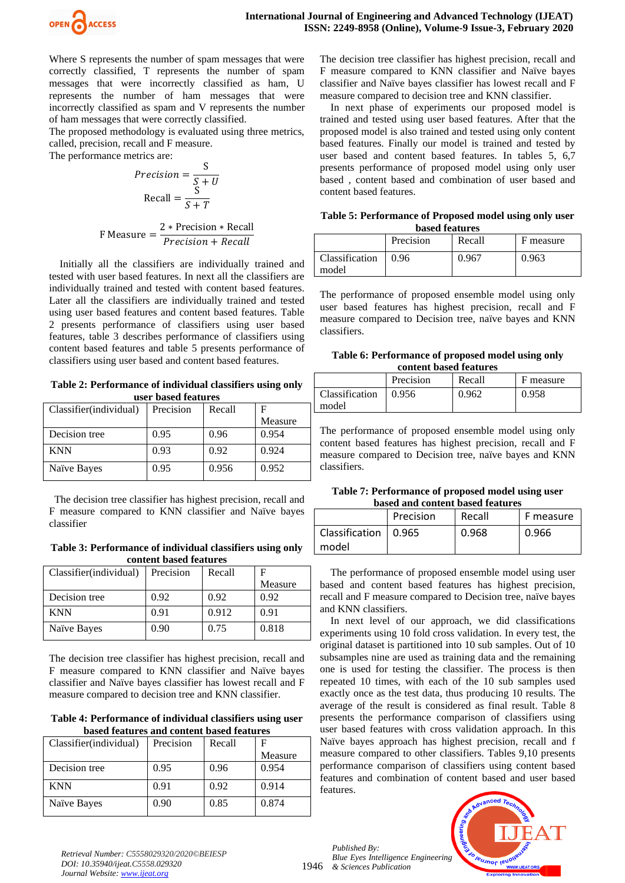Where S represents the number of spam messages that were correctly classified, T represents the number of spam messages that were incorrectly classified as ham, U represents the number of ham messages that were incorrectly classified as spam and V represents the number of ham messages that were correctly classified.

The proposed methodology is evaluated using three metrics, called, precision, recall and F measure.

The performance metrics are:

$$Precision = \frac{S}{S+U}$$

$$\text{Recall} = \frac{S}{S+T}$$

$$\text{F Measure} = \frac{2 * \text{Precision} * \text{Recall}}{Precision + Recall}$$

Initially all the classifiers are individually trained and tested with user based features. In next all the classifiers are individually trained and tested with content based features. Later all the classifiers are individually trained and tested using user based features and content based features. Table 2 presents performance of classifiers using user based features, table 3 describes performance of classifiers using content based features and table 5 presents performance of classifiers using user based and content based features.

**Table 2: Performance of individual classifiers using only user based features**

| Classifier(individual) | Precision | Recall | F Measure |
|---|---|---|---|
| Decision tree | 0.95 | 0.96 | 0.954 |
| KNN | 0.93 | 0.92 | 0.924 |
| Naïve Bayes | 0.95 | 0.956 | 0.952 |

The decision tree classifier has highest precision, recall and F measure compared to KNN classifier and Naïve bayes classifier

**Table 3: Performance of individual classifiers using only content based features**

| Classifier(individual) | Precision | Recall | F Measure |
|---|---|---|---|
| Decision tree | 0.92 | 0.92 | 0.92 |
| KNN | 0.91 | 0.912 | 0.91 |
| Naïve Bayes | 0.90 | 0.75 | 0.818 |

The decision tree classifier has highest precision, recall and F measure compared to KNN classifier and Naïve bayes classifier and Naïve bayes classifier has lowest recall and F measure compared to decision tree and KNN classifier.

**Table 4: Performance of individual classifiers using user based features and content based features**

| Classifier(individual) | Precision | Recall | F Measure |
|---|---|---|---|
| Decision tree | 0.95 | 0.96 | 0.954 |
| KNN | 0.91 | 0.92 | 0.914 |
| Naïve Bayes | 0.90 | 0.85 | 0.874 |

The decision tree classifier has highest precision, recall and F measure compared to KNN classifier and Naïve bayes classifier and Naïve bayes classifier has lowest recall and F measure compared to decision tree and KNN classifier.

In next phase of experiments our proposed model is trained and tested using user based features. After that the proposed model is also trained and tested using only content based features. Finally our model is trained and tested by user based and content based features. In tables 5, 6,7 presents performance of proposed model using only user based , content based and combination of user based and content based features.

**Table 5: Performance of Proposed model using only user based features**

| | Precision | Recall | F measure |
|---|---|---|---|
| Classification model | 0.96 | 0.967 | 0.963 |

The performance of proposed ensemble model using only user based features has highest precision, recall and F measure compared to Decision tree, naïve bayes and KNN classifiers.

**Table 6: Performance of proposed model using only content based features**

| | Precision | Recall | F measure |
|---|---|---|---|
| Classification model | 0.956 | 0.962 | 0.958 |

The performance of proposed ensemble model using only content based features has highest precision, recall and F measure compared to Decision tree, naïve bayes and KNN classifiers.

**Table 7: Performance of proposed model using user based and content based features**

| | Precision | Recall | F measure |
|---|---|---|---|
| Classification model | 0.965 | 0.968 | 0.966 |

The performance of proposed ensemble model using user based and content based features has highest precision, recall and F measure compared to Decision tree, naïve bayes and KNN classifiers.

In next level of our approach, we did classifications experiments using 10 fold cross validation. In every test, the original dataset is partitioned into 10 sub samples. Out of 10 subsamples nine are used as training data and the remaining one is used for testing the classifier. The process is then repeated 10 times, with each of the 10 sub samples used exactly once as the test data, thus producing 10 results. The average of the result is considered as final result. Table 8 presents the performance comparison of classifiers using user based features with cross validation approach. In this Naïve bayes approach has highest precision, recall and f measure compared to other classifiers. Tables 9,10 presents performance comparison of classifiers using content based features and combination of content based and user based features.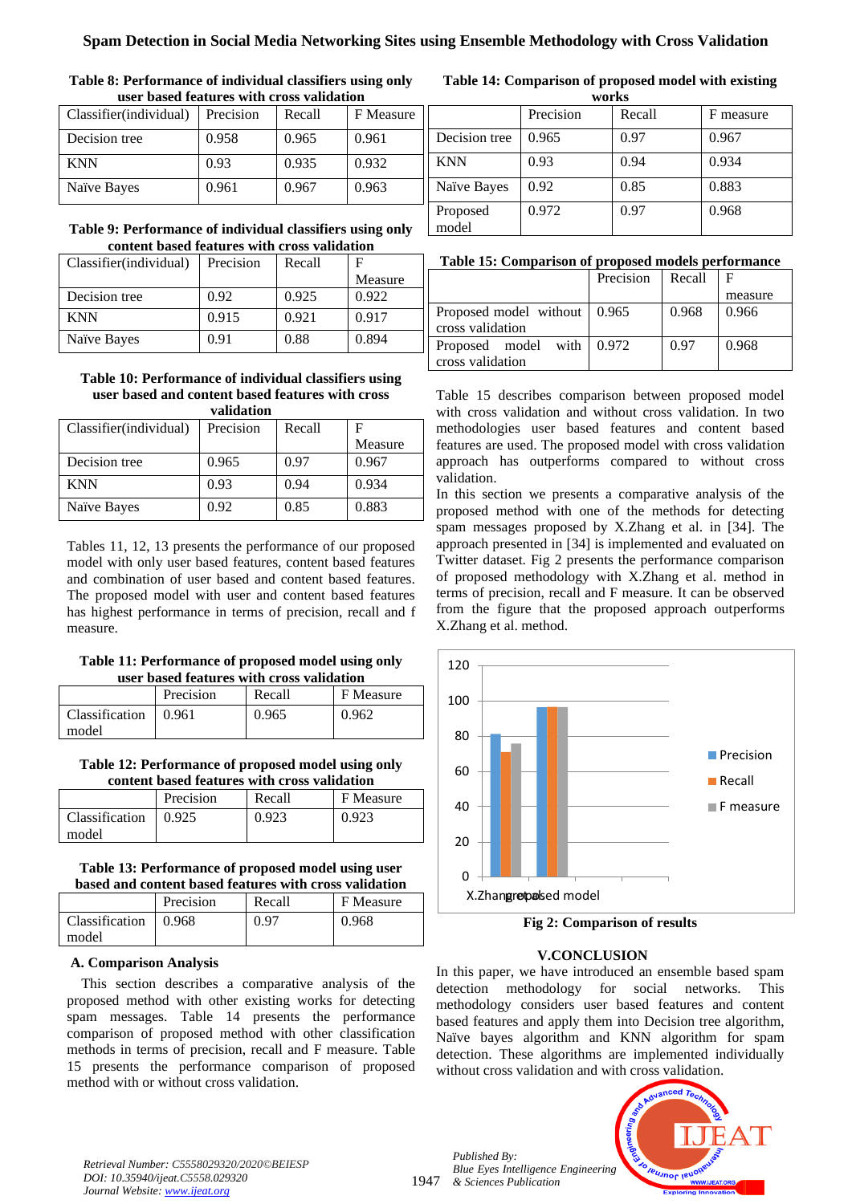**Table 8: Performance of individual classifiers using only user based features with cross validation**

| Classifier(individual) | Precision | Recall | F Measure |
|---|---|---|---|
| Decision tree | 0.958 | 0.965 | 0.961 |
| KNN | 0.93 | 0.935 | 0.932 |
| Naïve Bayes | 0.961 | 0.967 | 0.963 |

**Table 9: Performance of individual classifiers using only content based features with cross validation**

| Classifier(individual) | Precision | Recall | F Measure |
|---|---|---|---|
| Decision tree | 0.92 | 0.925 | 0.922 |
| KNN | 0.915 | 0.921 | 0.917 |
| Naïve Bayes | 0.91 | 0.88 | 0.894 |

**Table 10: Performance of individual classifiers using user based and content based features with cross validation**

| Classifier(individual) | Precision | Recall | F Measure |
|---|---|---|---|
| Decision tree | 0.965 | 0.97 | 0.967 |
| KNN | 0.93 | 0.94 | 0.934 |
| Naïve Bayes | 0.92 | 0.85 | 0.883 |

Tables 11, 12, 13 presents the performance of our proposed model with only user based features, content based features and combination of user based and content based features. The proposed model with user and content based features has highest performance in terms of precision, recall and f measure.

**Table 11: Performance of proposed model using only user based features with cross validation**

| | Precision | Recall | F Measure |
|---|---|---|---|
| Classification model | 0.961 | 0.965 | 0.962 |

**Table 12: Performance of proposed model using only content based features with cross validation**

| | Precision | Recall | F Measure |
|---|---|---|---|
| Classification model | 0.925 | 0.923 | 0.923 |

**Table 13: Performance of proposed model using user based and content based features with cross validation**

| | Precision | Recall | F Measure |
|---|---|---|---|
| Classification model | 0.968 | 0.97 | 0.968 |

### A. Comparison Analysis

This section describes a comparative analysis of the proposed method with other existing works for detecting spam messages. Table 14 presents the performance comparison of proposed method with other classification methods in terms of precision, recall and F measure. Table 15 presents the performance comparison of proposed method with or without cross validation.

**Table 14: Comparison of proposed model with existing works**

| | Precision | Recall | F measure |
|---|---|---|---|
| Decision tree | 0.965 | 0.97 | 0.967 |
| KNN | 0.93 | 0.94 | 0.934 |
| Naïve Bayes | 0.92 | 0.85 | 0.883 |
| Proposed model | 0.972 | 0.97 | 0.968 |

**Table 15: Comparison of proposed models performance**

| | Precision | Recall | F measure |
|---|---|---|---|
| Proposed model without cross validation | 0.965 | 0.968 | 0.966 |
| Proposed model with cross validation | 0.972 | 0.97 | 0.968 |

Table 15 describes comparison between proposed model with cross validation and without cross validation. In two methodologies user based features and content based features are used. The proposed model with cross validation approach has outperforms compared to without cross validation.

In this section we presents a comparative analysis of the proposed method with one of the methods for detecting spam messages proposed by X.Zhang et al. in [34]. The approach presented in [34] is implemented and evaluated on Twitter dataset. Fig 2 presents the performance comparison of proposed methodology with X.Zhang et al. method in terms of precision, recall and F measure. It can be observed from the figure that the proposed approach outperforms X.Zhang et al. method.

**Fig 2: Comparison of results**

## V.CONCLUSION

In this paper, we have introduced an ensemble based spam detection methodology for social networks. This methodology considers user based features and content based features and apply them into Decision tree algorithm, Naïve bayes algorithm and KNN algorithm for spam detection. These algorithms are implemented individually without cross validation and with cross validation.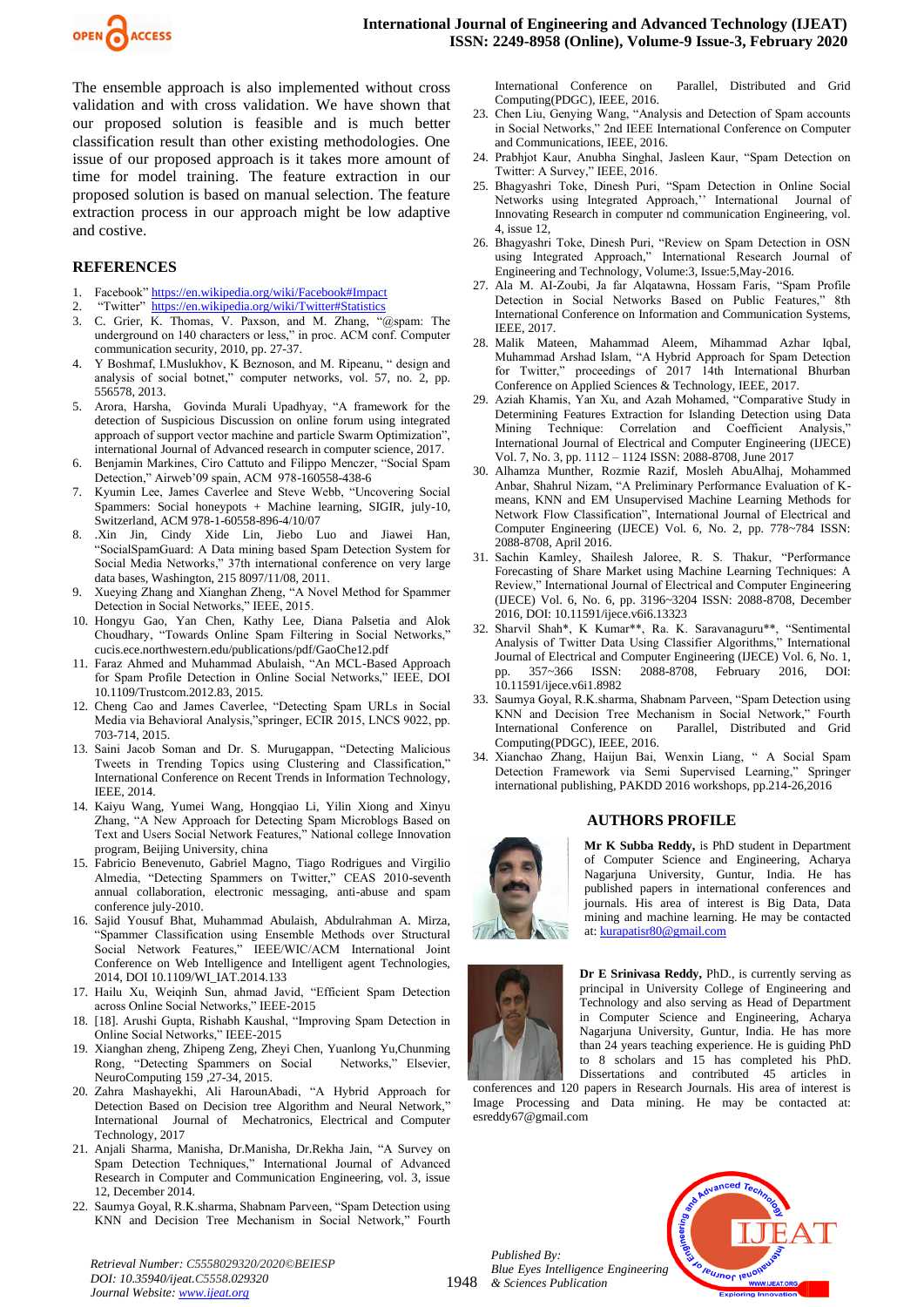The ensemble approach is also implemented without cross validation and with cross validation. We have shown that our proposed solution is feasible and is much better classification result than other existing methodologies. One issue of our proposed approach is it takes more amount of time for model training. The feature extraction in our proposed solution is based on manual selection. The feature extraction process in our approach might be low adaptive and costive.

## REFERENCES

1. Facebook" https://en.wikipedia.org/wiki/Facebook#Impact
2. "Twitter" https://en.wikipedia.org/wiki/Twitter#Statistics
3. C. Grier, K. Thomas, V. Paxson, and M. Zhang, "@spam: The underground on 140 characters or less," in proc. ACM conf. Computer communication security, 2010, pp. 27-37.
4. Y Boshmaf, I.Muslukhov, K Beznoson, and M. Ripeanu, " design and analysis of social botnet," computer networks, vol. 57, no. 2, pp. 556578, 2013.
5. Arora, Harsha, Govinda Murali Upadhyay, "A framework for the detection of Suspicious Discussion on online forum using integrated approach of support vector machine and particle Swarm Optimization", international Journal of Advanced research in computer science, 2017.
6. Benjamin Markines, Ciro Cattuto and Filippo Menczer, "Social Spam Detection," Airweb'09 spain, ACM 978-160558-438-6
7. Kyumin Lee, James Caverlee and Steve Webb, "Uncovering Social Spammers: Social honeypots + Machine learning, SIGIR, july-10, Switzerland, ACM 978-1-60558-896-4/10/07
8. .Xin Jin, Cindy Xide Lin, Jiebo Luo and Jiawei Han, "SocialSpamGuard: A Data mining based Spam Detection System for Social Media Networks," 37th international conference on very large data bases, Washington, 215 8097/11/08, 2011.
9. Xueying Zhang and Xianghan Zheng, "A Novel Method for Spammer Detection in Social Networks," IEEE, 2015.
10. Hongyu Gao, Yan Chen, Kathy Lee, Diana Palsetia and Alok Choudhary, "Towards Online Spam Filtering in Social Networks," cucis.ece.northwestern.edu/publications/pdf/GaoChe12.pdf
11. Faraz Ahmed and Muhammad Abulaish, "An MCL-Based Approach for Spam Profile Detection in Online Social Networks," IEEE, DOI 10.1109/Trustcom.2012.83, 2015.
12. Cheng Cao and James Caverlee, "Detecting Spam URLs in Social Media via Behavioral Analysis,"springer, ECIR 2015, LNCS 9022, pp. 703-714, 2015.
13. Saini Jacob Soman and Dr. S. Murugappan, "Detecting Malicious Tweets in Trending Topics using Clustering and Classification," International Conference on Recent Trends in Information Technology, IEEE, 2014.
14. Kaiyu Wang, Yumei Wang, Hongqiao Li, Yilin Xiong and Xinyu Zhang, "A New Approach for Detecting Spam Microblogs Based on Text and Users Social Network Features," National college Innovation program, Beijing University, china
15. Fabricio Benevenuto, Gabriel Magno, Tiago Rodrigues and Virgilio Almedia, "Detecting Spammers on Twitter," CEAS 2010-seventh annual collaboration, electronic messaging, anti-abuse and spam conference july-2010.
16. Sajid Yousuf Bhat, Muhammad Abulaish, Abdulrahman A. Mirza, "Spammer Classification using Ensemble Methods over Structural Social Network Features," IEEE/WIC/ACM International Joint Conference on Web Intelligence and Intelligent agent Technologies, 2014, DOI 10.1109/WI_IAT.2014.133
17. Hailu Xu, Weiqinh Sun, ahmad Javid, "Efficient Spam Detection across Online Social Networks," IEEE-2015
18. [18]. Arushi Gupta, Rishabh Kaushal, "Improving Spam Detection in Online Social Networks," IEEE-2015
19. Xianghan zheng, Zhipeng Zeng, Zheyi Chen, Yuanlong Yu,Chunming Rong, "Detecting Spammers on Social Networks," Elsevier, NeuroComputing 159 ,27-34, 2015.
20. Zahra Mashayekhi, Ali HarounAbadi, "A Hybrid Approach for Detection Based on Decision tree Algorithm and Neural Network," International Journal of Mechatronics, Electrical and Computer Technology, 2017
21. Anjali Sharma, Manisha, Dr.Manisha, Dr.Rekha Jain, "A Survey on Spam Detection Techniques," International Journal of Advanced Research in Computer and Communication Engineering, vol. 3, issue 12, December 2014.
22. Saumya Goyal, R.K.sharma, Shabnam Parveen, "Spam Detection using KNN and Decision Tree Mechanism in Social Network," Fourth International Conference on Parallel, Distributed and Grid Computing(PDGC), IEEE, 2016.
23. Chen Liu, Genying Wang, "Analysis and Detection of Spam accounts in Social Networks," 2nd IEEE International Conference on Computer and Communications, IEEE, 2016.
24. Prabhjot Kaur, Anubha Singhal, Jasleen Kaur, "Spam Detection on Twitter: A Survey," IEEE, 2016.
25. Bhagyashri Toke, Dinesh Puri, "Spam Detection in Online Social Networks using Integrated Approach,'' International Journal of Innovating Research in computer nd communication Engineering, vol. 4, issue 12,
26. Bhagyashri Toke, Dinesh Puri, "Review on Spam Detection in OSN using Integrated Approach," International Research Journal of Engineering and Technology, Volume:3, Issue:5,May-2016.
27. Ala M. Al-Zoubi, Ja far Alqatawna, Hossam Faris, "Spam Profile Detection in Social Networks Based on Public Features," 8th International Conference on Information and Communication Systems, IEEE, 2017.
28. Malik Mateen, Mahammad Aleem, Mihammad Azhar Iqbal, Muhammad Arshad Islam, "A Hybrid Approach for Spam Detection for Twitter," proceedings of 2017 14th International Bhurban Conference on Applied Sciences & Technology, IEEE, 2017.
29. Aziah Khamis, Yan Xu, and Azah Mohamed, "Comparative Study in Determining Features Extraction for Islanding Detection using Data Mining Technique: Correlation and Coefficient Analysis," International Journal of Electrical and Computer Engineering (IJECE) Vol. 7, No. 3, pp. 1112 – 1124 ISSN: 2088-8708, June 2017
30. Alhamza Munther, Rozmie Razif, Mosleh AbuAlhaj, Mohammed Anbar, Shahrul Nizam, "A Preliminary Performance Evaluation of K-means, KNN and EM Unsupervised Machine Learning Methods for Network Flow Classification", International Journal of Electrical and Computer Engineering (IJECE) Vol. 6, No. 2, pp. 778~784 ISSN: 2088-8708, April 2016.
31. Sachin Kamley, Shailesh Jaloree, R. S. Thakur, "Performance Forecasting of Share Market using Machine Learning Techniques: A Review," International Journal of Electrical and Computer Engineering (IJECE) Vol. 6, No. 6, pp. 3196~3204 ISSN: 2088-8708, December 2016, DOI: 10.11591/ijece.v6i6.13323
32. Sharvil Shah*, K Kumar**, Ra. K. Saravanaguru**, "Sentimental Analysis of Twitter Data Using Classifier Algorithms," International Journal of Electrical and Computer Engineering (IJECE) Vol. 6, No. 1, pp. 357~366 ISSN: 2088-8708, February 2016, DOI: 10.11591/ijece.v6i1.8992
33. Saumya Goyal, R.K.sharma, Shabnam Parveen, "Spam Detection using KNN and Decision Tree Mechanism in Social Network," Fourth International Conference on Parallel, Distributed and Grid Computing(PDGC), IEEE, 2016.
34. Xianchao Zhang, Haijun Bai, Wenxin Liang, " A Social Spam Detection Framework via Semi Supervised Learning," Springer international publishing, PAKDD 2016 workshops, pp.214-26,2016

## AUTHORS PROFILE

**Mr K Subba Reddy,** is PhD student in Department of Computer Science and Engineering, Acharya Nagarjuna University, Guntur, India. He has published papers in international conferences and journals. His area of interest is Big Data, Data mining and machine learning. He may be contacted at: kurapatisr80@gmail.com

**Dr E Srinivasa Reddy,** PhD., is currently serving as principal in University College of Engineering and Technology and also serving as Head of Department in Computer Science and Engineering, Acharya Nagarjuna University, Guntur, India. He has more than 24 years teaching experience. He is guiding PhD to 8 scholars and 15 has completed his PhD. Dissertations and contributed 45 articles in conferences and 120 papers in Research Journals. His area of interest is Image Processing and Data mining. He may be contacted at: esreddy67@gmail.com